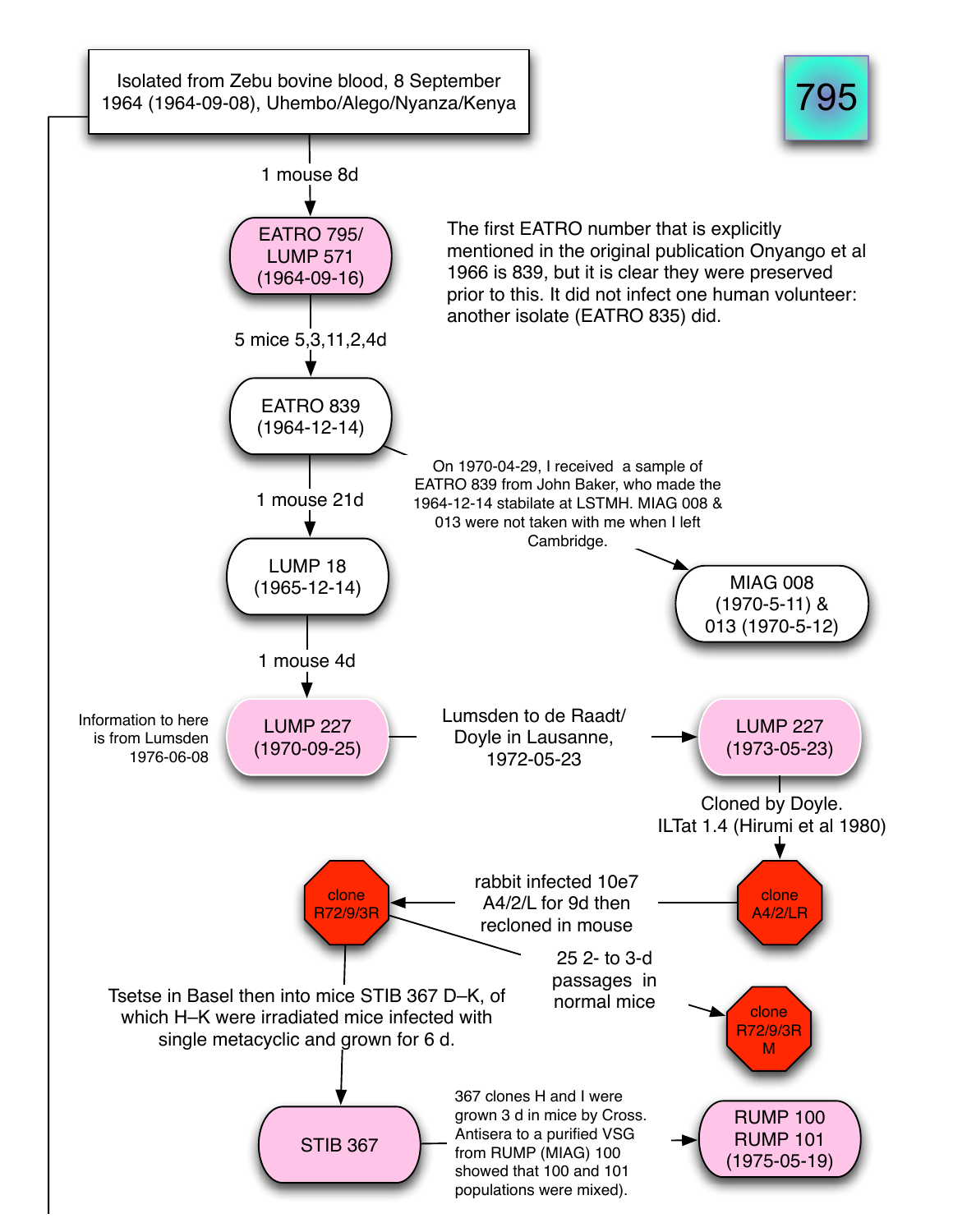# 795

Isolated from Zebu bovine blood, 8 September 1964 (1964-09-08), Uhembo/Alego/Nyanza/Kenya

1 mouse 8d

**EATRO 795/ LUMP 571 (1964-09-16)**

The first EATRO number that is explicitly mentioned in the original publication Onyango et al 1966 is 839, but it is clear they were preserved prior to this. It did not infect one human volunteer: another isolate (EATRO 835) did.

5 mice 5,3,11,2,4d

**EATRO 839 (1964-12-14)**

On 1970-04-29, I received a sample of EATRO 839 from John Baker, who made the 1964-12-14 stabilate at LSTMH. MIAG 008 & 013 were not taken with me when I left Cambridge.

→ **MIAG 008 (1970-5-11) & 013 (1970-5-12)**

1 mouse 21d

**LUMP 18 (1965-12-14)**

1 mouse 4d

Information to here is from Lumsden 1976-06-08

**LUMP 227 (1970-09-25)**

Lumsden to de Raadt/ Doyle in Lausanne, 1972-05-23

→ **LUMP 227 (1973-05-23)**

Cloned by Doyle. ILTat 1.4 (Hirumi et al 1980)

**clone A4/2/LR**

rabbit infected 10e7 A4/2/L for 9d then recloned in mouse

→ **clone R72/9/3R**

25 2- to 3-d passages in normal mice

→ **clone R72/9/3R M**

Tsetse in Basel then into mice STIB 367 D–K, of which H–K were irradiated mice infected with single metacyclic and grown for 6 d.

**STIB 367**

367 clones H and I were grown 3 d in mice by Cross. Antisera to a purified VSG from RUMP (MIAG) 100 showed that 100 and 101 populations were mixed).

→ **RUMP 100 RUMP 101 (1975-05-19)**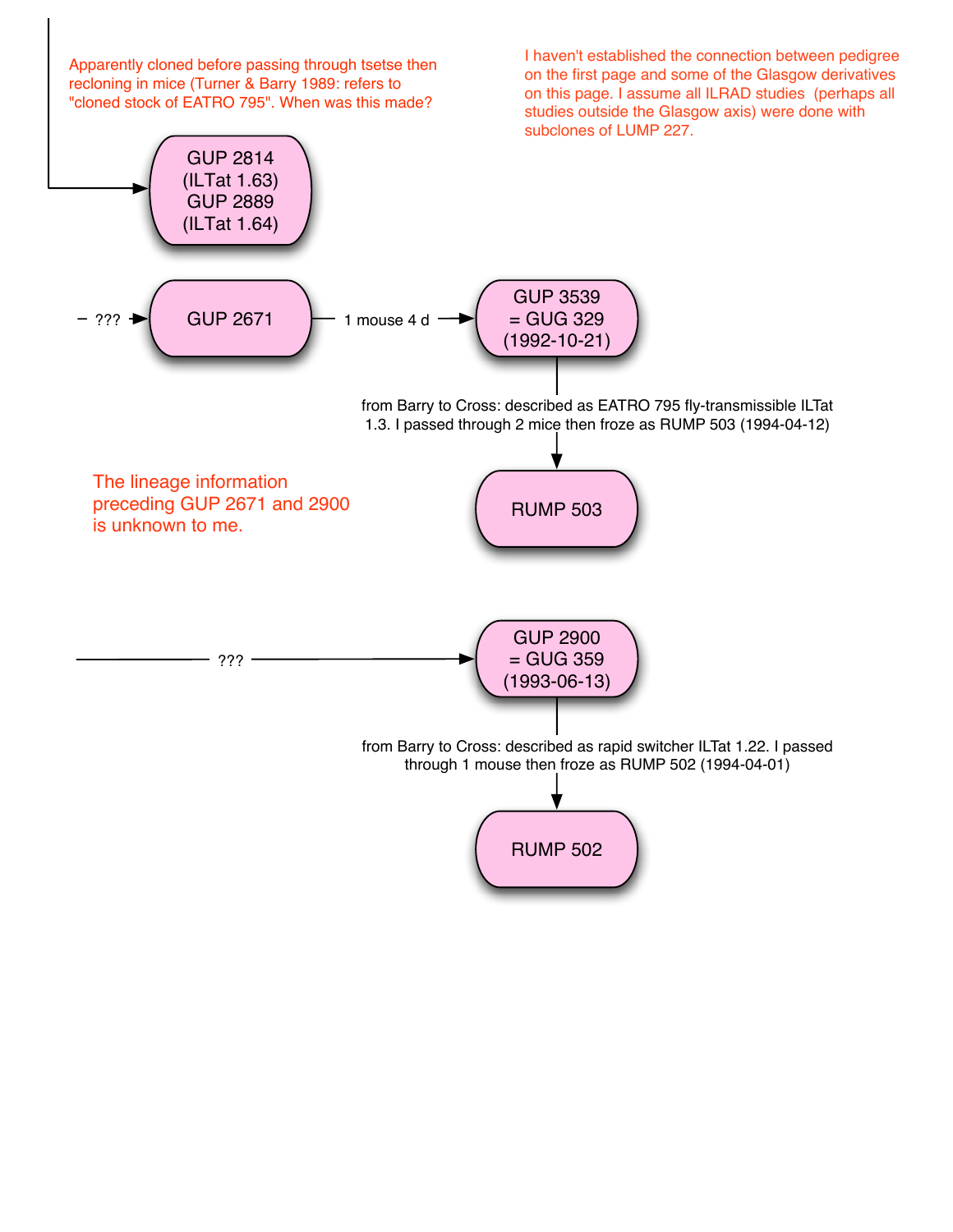Apparently cloned before passing through tsetse then recloning in mice (Turner & Barry 1989: refers to "cloned stock of EATRO 795". When was this made?

I haven't established the connection between pedigree on the first page and some of the Glasgow derivatives on this page. I assume all ILRAD studies (perhaps all studies outside the Glasgow axis) were done with subclones of LUMP 227.

→ GUP 2814 (ILTat 1.63) GUP 2889 (ILTat 1.64)

??? → GUP 2671 — 1 mouse 4 d → GUP 3539 = GUG 329 (1992-10-21)

from Barry to Cross: described as EATRO 795 fly-transmissible ILTat 1.3. I passed through 2 mice then froze as RUMP 503 (1994-04-12)

→ RUMP 503

The lineage information preceding GUP 2671 and 2900 is unknown to me.

??? → GUP 2900 = GUG 359 (1993-06-13)

from Barry to Cross: described as rapid switcher ILTat 1.22. I passed through 1 mouse then froze as RUMP 502 (1994-04-01)

→ RUMP 502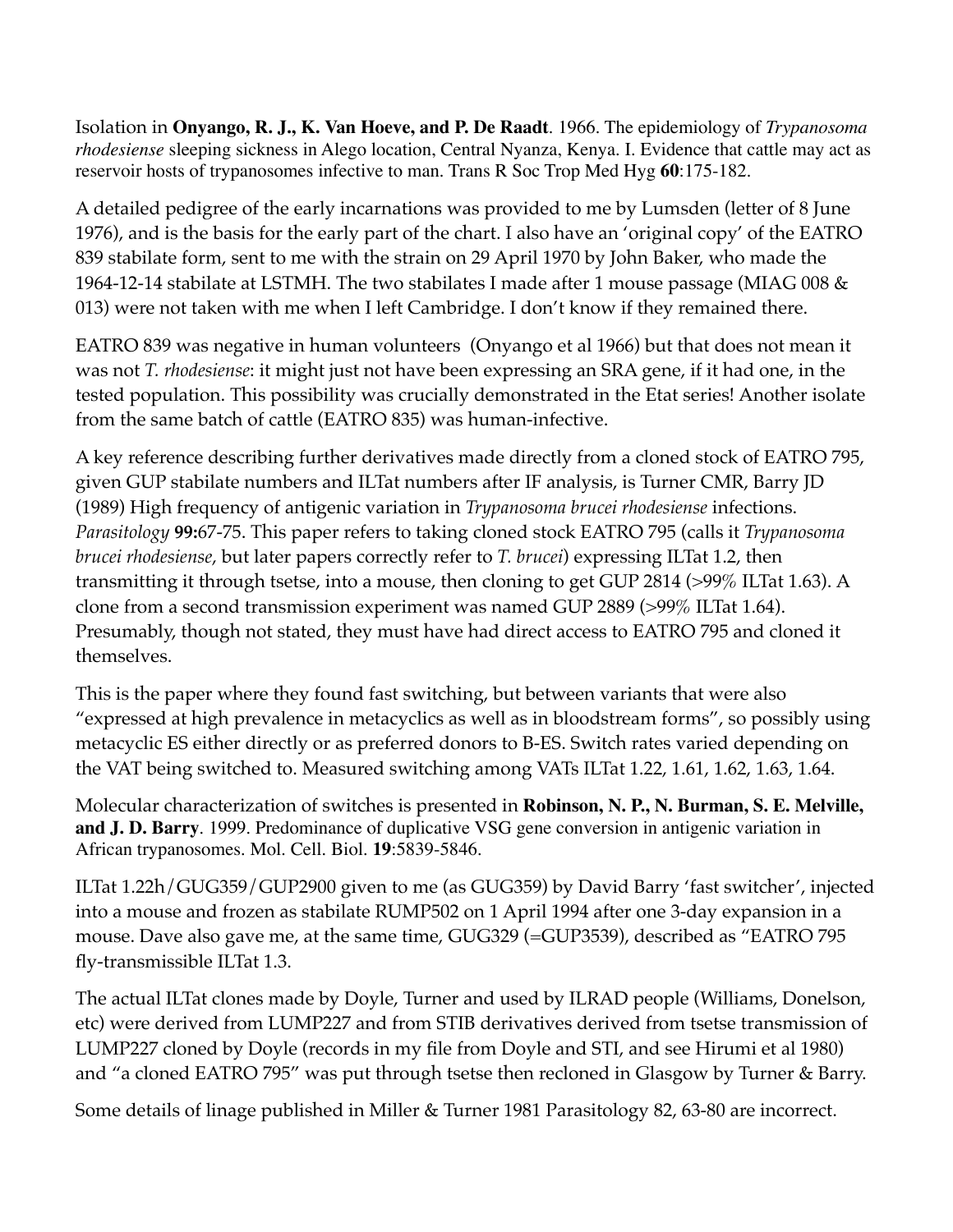Isolation in **Onyango, R. J., K. Van Hoeve, and P. De Raadt**. 1966. The epidemiology of *Trypanosoma rhodesiense* sleeping sickness in Alego location, Central Nyanza, Kenya. I. Evidence that cattle may act as reservoir hosts of trypanosomes infective to man. Trans R Soc Trop Med Hyg **60**:175-182.

A detailed pedigree of the early incarnations was provided to me by Lumsden (letter of 8 June 1976), and is the basis for the early part of the chart. I also have an 'original copy' of the EATRO 839 stabilate form, sent to me with the strain on 29 April 1970 by John Baker, who made the 1964-12-14 stabilate at LSTMH. The two stabilates I made after 1 mouse passage (MIAG 008 & 013) were not taken with me when I left Cambridge. I don't know if they remained there.

EATRO 839 was negative in human volunteers (Onyango et al 1966) but that does not mean it was not *T. rhodesiense*: it might just not have been expressing an SRA gene, if it had one, in the tested population. This possibility was crucially demonstrated in the Etat series! Another isolate from the same batch of cattle (EATRO 835) was human-infective.

A key reference describing further derivatives made directly from a cloned stock of EATRO 795, given GUP stabilate numbers and ILTat numbers after IF analysis, is Turner CMR, Barry JD (1989) High frequency of antigenic variation in *Trypanosoma brucei rhodesiense* infections. *Parasitology* **99:**67-75. This paper refers to taking cloned stock EATRO 795 (calls it *Trypanosoma brucei rhodesiense*, but later papers correctly refer to *T. brucei*) expressing ILTat 1.2, then transmitting it through tsetse, into a mouse, then cloning to get GUP 2814 (>99% ILTat 1.63). A clone from a second transmission experiment was named GUP 2889 (>99% ILTat 1.64). Presumably, though not stated, they must have had direct access to EATRO 795 and cloned it themselves.

This is the paper where they found fast switching, but between variants that were also "expressed at high prevalence in metacyclics as well as in bloodstream forms", so possibly using metacyclic ES either directly or as preferred donors to B-ES. Switch rates varied depending on the VAT being switched to. Measured switching among VATs ILTat 1.22, 1.61, 1.62, 1.63, 1.64.

Molecular characterization of switches is presented in **Robinson, N. P., N. Burman, S. E. Melville, and J. D. Barry**. 1999. Predominance of duplicative VSG gene conversion in antigenic variation in African trypanosomes. Mol. Cell. Biol. **19**:5839-5846.

ILTat 1.22h/GUG359/GUP2900 given to me (as GUG359) by David Barry 'fast switcher', injected into a mouse and frozen as stabilate RUMP502 on 1 April 1994 after one 3-day expansion in a mouse. Dave also gave me, at the same time, GUG329 (=GUP3539), described as "EATRO 795 fly-transmissible ILTat 1.3.

The actual ILTat clones made by Doyle, Turner and used by ILRAD people (Williams, Donelson, etc) were derived from LUMP227 and from STIB derivatives derived from tsetse transmission of LUMP227 cloned by Doyle (records in my file from Doyle and STI, and see Hirumi et al 1980) and "a cloned EATRO 795" was put through tsetse then recloned in Glasgow by Turner & Barry.

Some details of linage published in Miller & Turner 1981 Parasitology 82, 63-80 are incorrect.